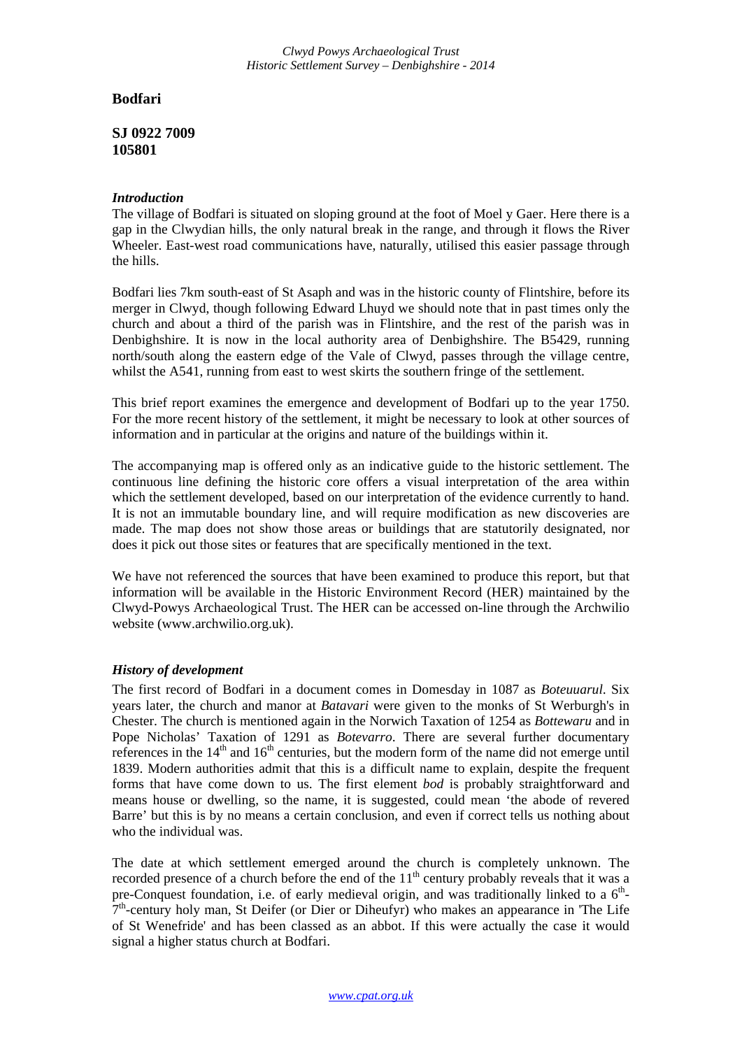# Bodfari

**SJ 0922 7009**
**105801**

### *Introduction*

The village of Bodfari is situated on sloping ground at the foot of Moel y Gaer. Here there is a gap in the Clwydian hills, the only natural break in the range, and through it flows the River Wheeler. East-west road communications have, naturally, utilised this easier passage through the hills.

Bodfari lies 7km south-east of St Asaph and was in the historic county of Flintshire, before its merger in Clwyd, though following Edward Lhuyd we should note that in past times only the church and about a third of the parish was in Flintshire, and the rest of the parish was in Denbighshire. It is now in the local authority area of Denbighshire. The B5429, running north/south along the eastern edge of the Vale of Clwyd, passes through the village centre, whilst the A541, running from east to west skirts the southern fringe of the settlement.

This brief report examines the emergence and development of Bodfari up to the year 1750. For the more recent history of the settlement, it might be necessary to look at other sources of information and in particular at the origins and nature of the buildings within it.

The accompanying map is offered only as an indicative guide to the historic settlement. The continuous line defining the historic core offers a visual interpretation of the area within which the settlement developed, based on our interpretation of the evidence currently to hand. It is not an immutable boundary line, and will require modification as new discoveries are made. The map does not show those areas or buildings that are statutorily designated, nor does it pick out those sites or features that are specifically mentioned in the text.

We have not referenced the sources that have been examined to produce this report, but that information will be available in the Historic Environment Record (HER) maintained by the Clwyd-Powys Archaeological Trust. The HER can be accessed on-line through the Archwilio website (www.archwilio.org.uk).

### *History of development*

The first record of Bodfari in a document comes in Domesday in 1087 as *Boteuuarul*. Six years later, the church and manor at *Batavari* were given to the monks of St Werburgh's in Chester. The church is mentioned again in the Norwich Taxation of 1254 as *Bottewaru* and in Pope Nicholas' Taxation of 1291 as *Botevarro*. There are several further documentary references in the 14th and 16th centuries, but the modern form of the name did not emerge until 1839. Modern authorities admit that this is a difficult name to explain, despite the frequent forms that have come down to us. The first element *bod* is probably straightforward and means house or dwelling, so the name, it is suggested, could mean 'the abode of revered Barre' but this is by no means a certain conclusion, and even if correct tells us nothing about who the individual was.

The date at which settlement emerged around the church is completely unknown. The recorded presence of a church before the end of the 11th century probably reveals that it was a pre-Conquest foundation, i.e. of early medieval origin, and was traditionally linked to a 6th-7th-century holy man, St Deifer (or Dier or Diheufyr) who makes an appearance in 'The Life of St Wenefride' and has been classed as an abbot. If this were actually the case it would signal a higher status church at Bodfari.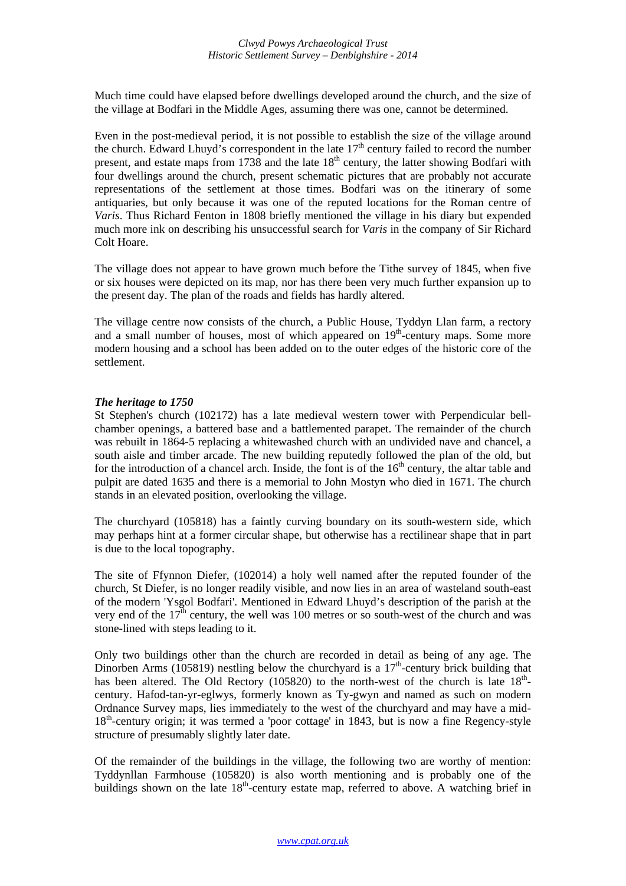Much time could have elapsed before dwellings developed around the church, and the size of the village at Bodfari in the Middle Ages, assuming there was one, cannot be determined.

Even in the post-medieval period, it is not possible to establish the size of the village around the church. Edward Lhuyd's correspondent in the late 17th century failed to record the number present, and estate maps from 1738 and the late 18th century, the latter showing Bodfari with four dwellings around the church, present schematic pictures that are probably not accurate representations of the settlement at those times. Bodfari was on the itinerary of some antiquaries, but only because it was one of the reputed locations for the Roman centre of *Varis*. Thus Richard Fenton in 1808 briefly mentioned the village in his diary but expended much more ink on describing his unsuccessful search for *Varis* in the company of Sir Richard Colt Hoare.

The village does not appear to have grown much before the Tithe survey of 1845, when five or six houses were depicted on its map, nor has there been very much further expansion up to the present day. The plan of the roads and fields has hardly altered.

The village centre now consists of the church, a Public House, Tyddyn Llan farm, a rectory and a small number of houses, most of which appeared on 19th-century maps. Some more modern housing and a school has been added on to the outer edges of the historic core of the settlement.

***The heritage to 1750***

St Stephen's church (102172) has a late medieval western tower with Perpendicular bell-chamber openings, a battered base and a battlemented parapet. The remainder of the church was rebuilt in 1864-5 replacing a whitewashed church with an undivided nave and chancel, a south aisle and timber arcade. The new building reputedly followed the plan of the old, but for the introduction of a chancel arch. Inside, the font is of the 16th century, the altar table and pulpit are dated 1635 and there is a memorial to John Mostyn who died in 1671. The church stands in an elevated position, overlooking the village.

The churchyard (105818) has a faintly curving boundary on its south-western side, which may perhaps hint at a former circular shape, but otherwise has a rectilinear shape that in part is due to the local topography.

The site of Ffynnon Diefer, (102014) a holy well named after the reputed founder of the church, St Diefer, is no longer readily visible, and now lies in an area of wasteland south-east of the modern 'Ysgol Bodfari'. Mentioned in Edward Lhuyd's description of the parish at the very end of the 17th century, the well was 100 metres or so south-west of the church and was stone-lined with steps leading to it.

Only two buildings other than the church are recorded in detail as being of any age. The Dinorben Arms (105819) nestling below the churchyard is a 17th-century brick building that has been altered. The Old Rectory (105820) to the north-west of the church is late 18th-century. Hafod-tan-yr-eglwys, formerly known as Ty-gwyn and named as such on modern Ordnance Survey maps, lies immediately to the west of the churchyard and may have a mid-18th-century origin; it was termed a 'poor cottage' in 1843, but is now a fine Regency-style structure of presumably slightly later date.

Of the remainder of the buildings in the village, the following two are worthy of mention: Tyddynllan Farmhouse (105820) is also worth mentioning and is probably one of the buildings shown on the late 18th-century estate map, referred to above. A watching brief in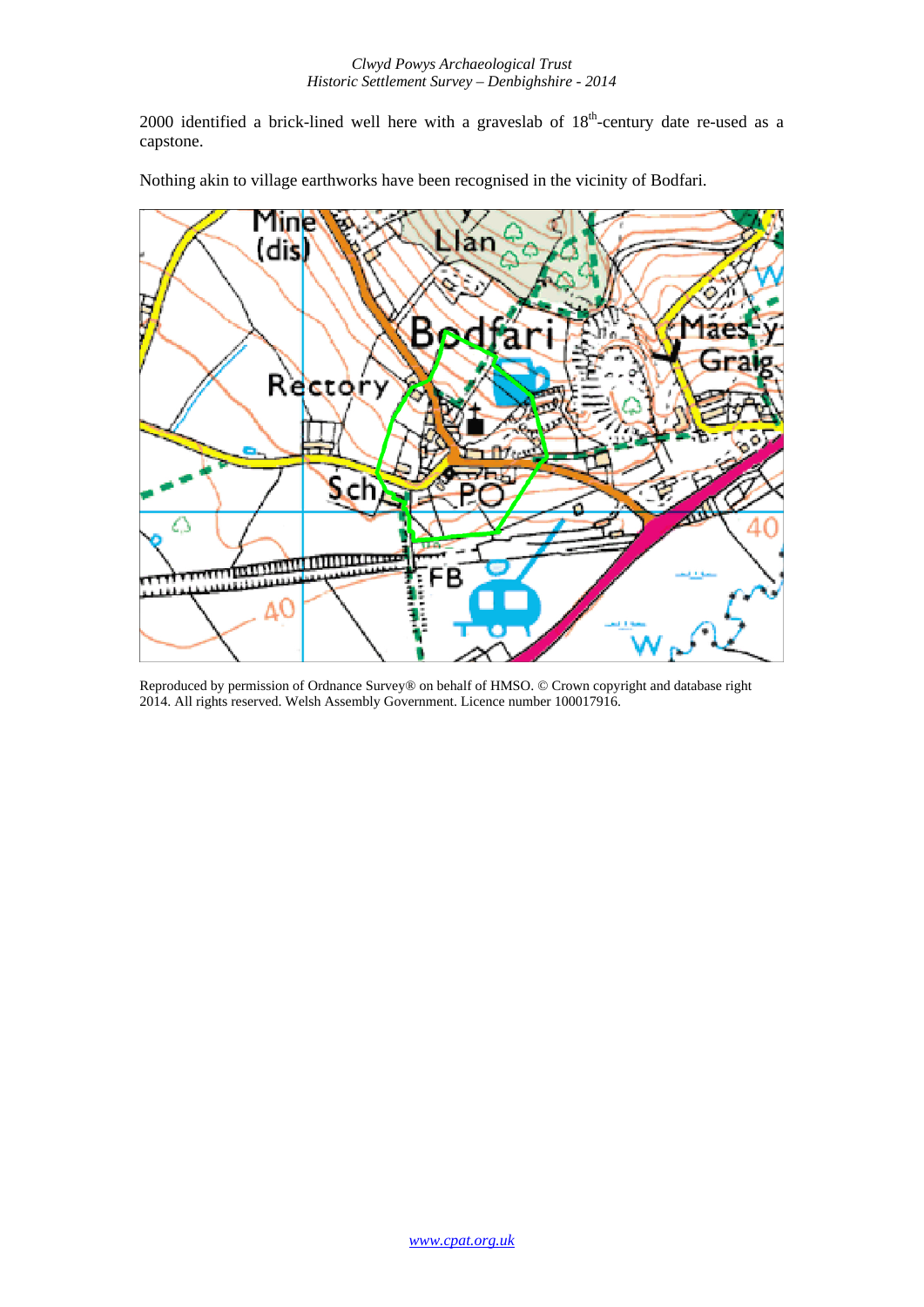2000 identified a brick-lined well here with a graveslab of 18th-century date re-used as a capstone.

Nothing akin to village earthworks have been recognised in the vicinity of Bodfari.

Mine (dis)
Llan
Bodfari
Maes-y-Graig
Rectory
Sch
PO
FB
40
40
W
W

Reproduced by permission of Ordnance Survey® on behalf of HMSO. © Crown copyright and database right 2014. All rights reserved. Welsh Assembly Government. Licence number 100017916.